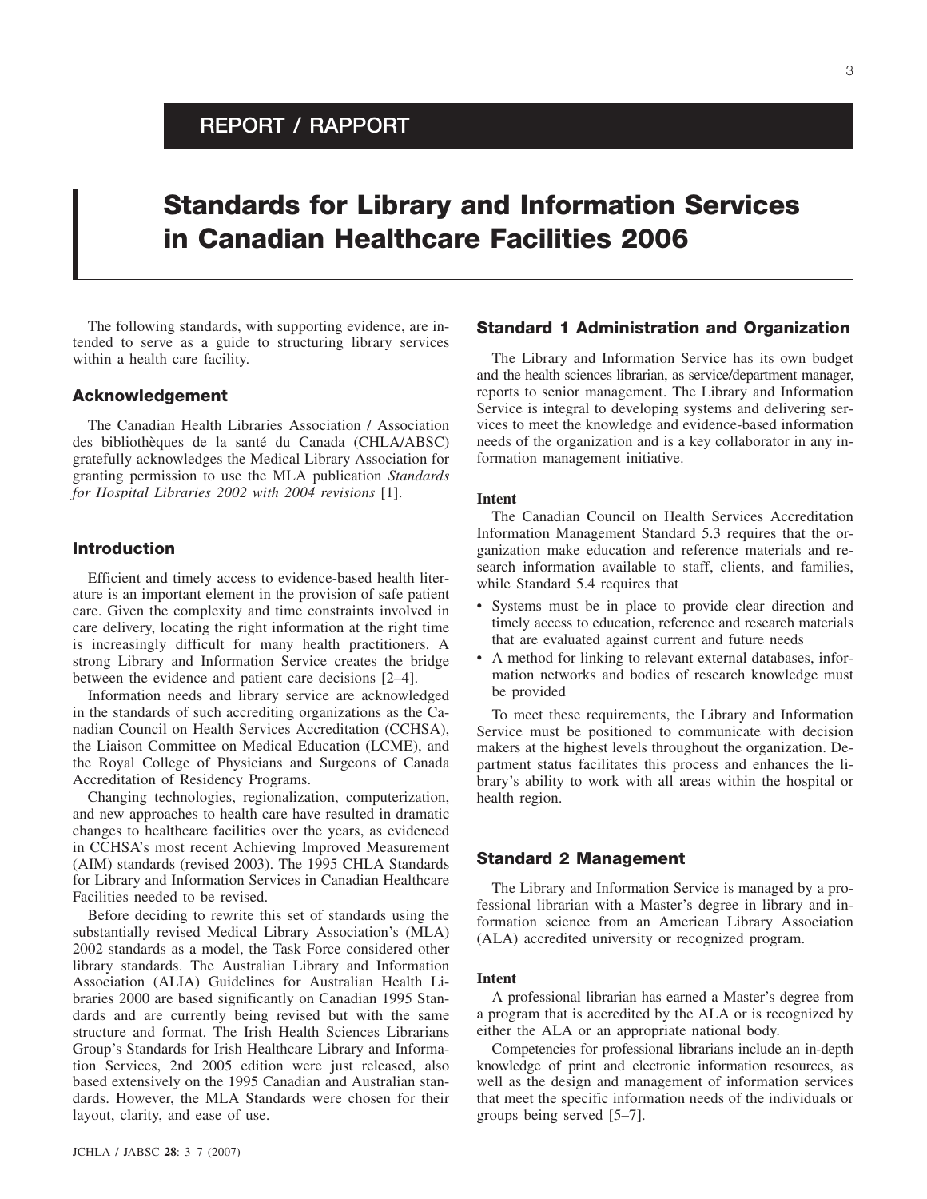REPORT / RAPPORT

# Standards for Library and Information Services in Canadian Healthcare Facilities 2006

The following standards, with supporting evidence, are intended to serve as a guide to structuring library services within a health care facility.

## Acknowledgement

The Canadian Health Libraries Association / Association des bibliothèques de la santé du Canada (CHLA/ABSC) gratefully acknowledges the Medical Library Association for granting permission to use the MLA publication *Standards for Hospital Libraries 2002 with 2004 revisions* [1].

## Introduction

Efficient and timely access to evidence-based health literature is an important element in the provision of safe patient care. Given the complexity and time constraints involved in care delivery, locating the right information at the right time is increasingly difficult for many health practitioners. A strong Library and Information Service creates the bridge between the evidence and patient care decisions [2–4].

Information needs and library service are acknowledged in the standards of such accrediting organizations as the Canadian Council on Health Services Accreditation (CCHSA), the Liaison Committee on Medical Education (LCME), and the Royal College of Physicians and Surgeons of Canada Accreditation of Residency Programs.

Changing technologies, regionalization, computerization, and new approaches to health care have resulted in dramatic changes to healthcare facilities over the years, as evidenced in CCHSA's most recent Achieving Improved Measurement (AIM) standards (revised 2003). The 1995 CHLA Standards for Library and Information Services in Canadian Healthcare Facilities needed to be revised.

Before deciding to rewrite this set of standards using the substantially revised Medical Library Association's (MLA) 2002 standards as a model, the Task Force considered other library standards. The Australian Library and Information Association (ALIA) Guidelines for Australian Health Libraries 2000 are based significantly on Canadian 1995 Standards and are currently being revised but with the same structure and format. The Irish Health Sciences Librarians Group's Standards for Irish Healthcare Library and Information Services, 2nd 2005 edition were just released, also based extensively on the 1995 Canadian and Australian standards. However, the MLA Standards were chosen for their layout, clarity, and ease of use.

## Standard 1 Administration and Organization

The Library and Information Service has its own budget and the health sciences librarian, as service/department manager, reports to senior management. The Library and Information Service is integral to developing systems and delivering services to meet the knowledge and evidence-based information needs of the organization and is a key collaborator in any information management initiative.

**Intent**

The Canadian Council on Health Services Accreditation Information Management Standard 5.3 requires that the organization make education and reference materials and research information available to staff, clients, and families, while Standard 5.4 requires that

- Systems must be in place to provide clear direction and timely access to education, reference and research materials that are evaluated against current and future needs
- A method for linking to relevant external databases, information networks and bodies of research knowledge must be provided

To meet these requirements, the Library and Information Service must be positioned to communicate with decision makers at the highest levels throughout the organization. Department status facilitates this process and enhances the library's ability to work with all areas within the hospital or health region.

## Standard 2 Management

The Library and Information Service is managed by a professional librarian with a Master's degree in library and information science from an American Library Association (ALA) accredited university or recognized program.

**Intent**

A professional librarian has earned a Master's degree from a program that is accredited by the ALA or is recognized by either the ALA or an appropriate national body.

Competencies for professional librarians include an in-depth knowledge of print and electronic information resources, as well as the design and management of information services that meet the specific information needs of the individuals or groups being served [5–7].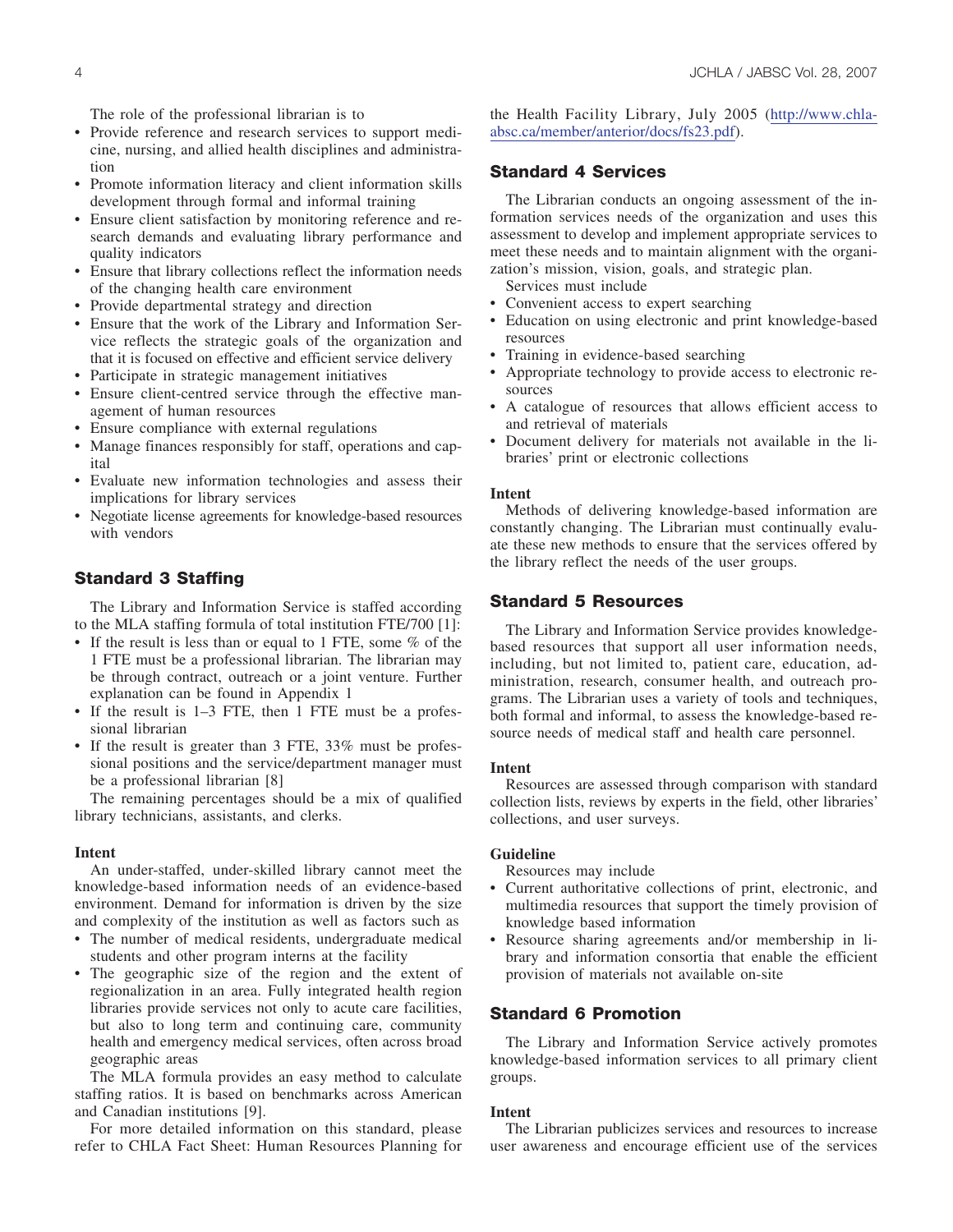The role of the professional librarian is to

- Provide reference and research services to support medicine, nursing, and allied health disciplines and administration
- Promote information literacy and client information skills development through formal and informal training
- Ensure client satisfaction by monitoring reference and research demands and evaluating library performance and quality indicators
- Ensure that library collections reflect the information needs of the changing health care environment
- Provide departmental strategy and direction
- Ensure that the work of the Library and Information Service reflects the strategic goals of the organization and that it is focused on effective and efficient service delivery
- Participate in strategic management initiatives
- Ensure client-centred service through the effective management of human resources
- Ensure compliance with external regulations
- Manage finances responsibly for staff, operations and capital
- Evaluate new information technologies and assess their implications for library services
- Negotiate license agreements for knowledge-based resources with vendors

## Standard 3 Staffing

The Library and Information Service is staffed according to the MLA staffing formula of total institution FTE/700 [1]:

- If the result is less than or equal to 1 FTE, some % of the 1 FTE must be a professional librarian. The librarian may be through contract, outreach or a joint venture. Further explanation can be found in Appendix 1
- If the result is 1–3 FTE, then 1 FTE must be a professional librarian
- If the result is greater than 3 FTE, 33% must be professional positions and the service/department manager must be a professional librarian [8]

The remaining percentages should be a mix of qualified library technicians, assistants, and clerks.

**Intent**

An under-staffed, under-skilled library cannot meet the knowledge-based information needs of an evidence-based environment. Demand for information is driven by the size and complexity of the institution as well as factors such as

- The number of medical residents, undergraduate medical students and other program interns at the facility
- The geographic size of the region and the extent of regionalization in an area. Fully integrated health region libraries provide services not only to acute care facilities, but also to long term and continuing care, community health and emergency medical services, often across broad geographic areas

The MLA formula provides an easy method to calculate staffing ratios. It is based on benchmarks across American and Canadian institutions [9].

For more detailed information on this standard, please refer to CHLA Fact Sheet: Human Resources Planning for the Health Facility Library, July 2005 (http://www.chla-absc.ca/member/anterior/docs/fs23.pdf).

## Standard 4 Services

The Librarian conducts an ongoing assessment of the information services needs of the organization and uses this assessment to develop and implement appropriate services to meet these needs and to maintain alignment with the organization's mission, vision, goals, and strategic plan.

Services must include

- Convenient access to expert searching
- Education on using electronic and print knowledge-based resources
- Training in evidence-based searching
- Appropriate technology to provide access to electronic resources
- A catalogue of resources that allows efficient access to and retrieval of materials
- Document delivery for materials not available in the libraries' print or electronic collections

**Intent**

Methods of delivering knowledge-based information are constantly changing. The Librarian must continually evaluate these new methods to ensure that the services offered by the library reflect the needs of the user groups.

## Standard 5 Resources

The Library and Information Service provides knowledge-based resources that support all user information needs, including, but not limited to, patient care, education, administration, research, consumer health, and outreach programs. The Librarian uses a variety of tools and techniques, both formal and informal, to assess the knowledge-based resource needs of medical staff and health care personnel.

**Intent**

Resources are assessed through comparison with standard collection lists, reviews by experts in the field, other libraries' collections, and user surveys.

**Guideline**

Resources may include

- Current authoritative collections of print, electronic, and multimedia resources that support the timely provision of knowledge based information
- Resource sharing agreements and/or membership in library and information consortia that enable the efficient provision of materials not available on-site

## Standard 6 Promotion

The Library and Information Service actively promotes knowledge-based information services to all primary client groups.

**Intent**

The Librarian publicizes services and resources to increase user awareness and encourage efficient use of the services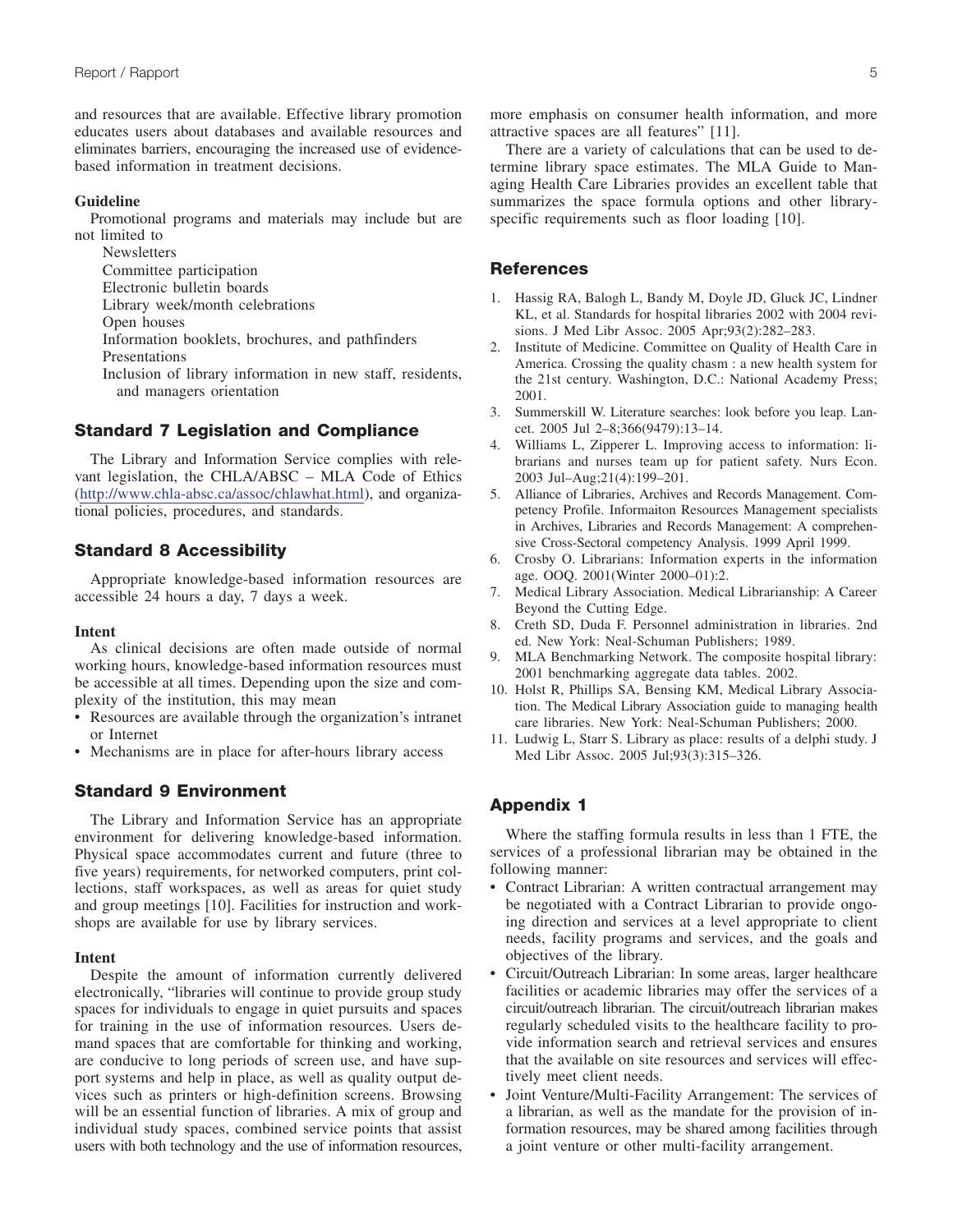and resources that are available. Effective library promotion educates users about databases and available resources and eliminates barriers, encouraging the increased use of evidence-based information in treatment decisions.

#### Guideline

Promotional programs and materials may include but are not limited to

- Newsletters
- Committee participation
- Electronic bulletin boards
- Library week/month celebrations
- Open houses
- Information booklets, brochures, and pathfinders
- Presentations
- Inclusion of library information in new staff, residents, and managers orientation

## Standard 7 Legislation and Compliance

The Library and Information Service complies with relevant legislation, the CHLA/ABSC – MLA Code of Ethics (http://www.chla-absc.ca/assoc/chlawhat.html), and organizational policies, procedures, and standards.

## Standard 8 Accessibility

Appropriate knowledge-based information resources are accessible 24 hours a day, 7 days a week.

#### Intent

As clinical decisions are often made outside of normal working hours, knowledge-based information resources must be accessible at all times. Depending upon the size and complexity of the institution, this may mean

- Resources are available through the organization's intranet or Internet
- Mechanisms are in place for after-hours library access

## Standard 9 Environment

The Library and Information Service has an appropriate environment for delivering knowledge-based information. Physical space accommodates current and future (three to five years) requirements, for networked computers, print collections, staff workspaces, as well as areas for quiet study and group meetings [10]. Facilities for instruction and workshops are available for use by library services.

#### Intent

Despite the amount of information currently delivered electronically, "libraries will continue to provide group study spaces for individuals to engage in quiet pursuits and spaces for training in the use of information resources. Users demand spaces that are comfortable for thinking and working, are conducive to long periods of screen use, and have support systems and help in place, as well as quality output devices such as printers or high-definition screens. Browsing will be an essential function of libraries. A mix of group and individual study spaces, combined service points that assist users with both technology and the use of information resources, more emphasis on consumer health information, and more attractive spaces are all features" [11].

There are a variety of calculations that can be used to determine library space estimates. The MLA Guide to Managing Health Care Libraries provides an excellent table that summarizes the space formula options and other library-specific requirements such as floor loading [10].

## References

1. Hassig RA, Balogh L, Bandy M, Doyle JD, Gluck JC, Lindner KL, et al. Standards for hospital libraries 2002 with 2004 revisions. J Med Libr Assoc. 2005 Apr;93(2):282–283.
2. Institute of Medicine. Committee on Quality of Health Care in America. Crossing the quality chasm : a new health system for the 21st century. Washington, D.C.: National Academy Press; 2001.
3. Summerskill W. Literature searches: look before you leap. Lancet. 2005 Jul 2–8;366(9479):13–14.
4. Williams L, Zipperer L. Improving access to information: librarians and nurses team up for patient safety. Nurs Econ. 2003 Jul–Aug;21(4):199–201.
5. Alliance of Libraries, Archives and Records Management. Competency Profile. Informaiton Resources Management specialists in Archives, Libraries and Records Management: A comprehensive Cross-Sectoral competency Analysis. 1999 April 1999.
6. Crosby O. Librarians: Information experts in the information age. OOQ. 2001(Winter 2000–01):2.
7. Medical Library Association. Medical Librarianship: A Career Beyond the Cutting Edge.
8. Creth SD, Duda F. Personnel administration in libraries. 2nd ed. New York: Neal-Schuman Publishers; 1989.
9. MLA Benchmarking Network. The composite hospital library: 2001 benchmarking aggregate data tables. 2002.
10. Holst R, Phillips SA, Bensing KM, Medical Library Association. The Medical Library Association guide to managing health care libraries. New York: Neal-Schuman Publishers; 2000.
11. Ludwig L, Starr S. Library as place: results of a delphi study. J Med Libr Assoc. 2005 Jul;93(3):315–326.

## Appendix 1

Where the staffing formula results in less than 1 FTE, the services of a professional librarian may be obtained in the following manner:

- Contract Librarian: A written contractual arrangement may be negotiated with a Contract Librarian to provide ongoing direction and services at a level appropriate to client needs, facility programs and services, and the goals and objectives of the library.
- Circuit/Outreach Librarian: In some areas, larger healthcare facilities or academic libraries may offer the services of a circuit/outreach librarian. The circuit/outreach librarian makes regularly scheduled visits to the healthcare facility to provide information search and retrieval services and ensures that the available on site resources and services will effectively meet client needs.
- Joint Venture/Multi-Facility Arrangement: The services of a librarian, as well as the mandate for the provision of information resources, may be shared among facilities through a joint venture or other multi-facility arrangement.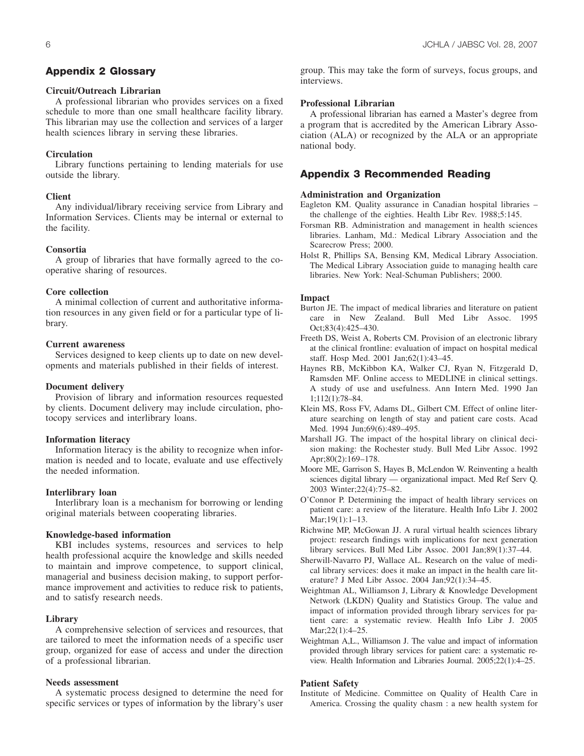## Appendix 2 Glossary

**Circuit/Outreach Librarian**

A professional librarian who provides services on a fixed schedule to more than one small healthcare facility library. This librarian may use the collection and services of a larger health sciences library in serving these libraries.

**Circulation**

Library functions pertaining to lending materials for use outside the library.

**Client**

Any individual/library receiving service from Library and Information Services. Clients may be internal or external to the facility.

**Consortia**

A group of libraries that have formally agreed to the cooperative sharing of resources.

**Core collection**

A minimal collection of current and authoritative information resources in any given field or for a particular type of library.

**Current awareness**

Services designed to keep clients up to date on new developments and materials published in their fields of interest.

**Document delivery**

Provision of library and information resources requested by clients. Document delivery may include circulation, photocopy services and interlibrary loans.

**Information literacy**

Information literacy is the ability to recognize when information is needed and to locate, evaluate and use effectively the needed information.

**Interlibrary loan**

Interlibrary loan is a mechanism for borrowing or lending original materials between cooperating libraries.

**Knowledge-based information**

KBI includes systems, resources and services to help health professional acquire the knowledge and skills needed to maintain and improve competence, to support clinical, managerial and business decision making, to support performance improvement and activities to reduce risk to patients, and to satisfy research needs.

**Library**

A comprehensive selection of services and resources, that are tailored to meet the information needs of a specific user group, organized for ease of access and under the direction of a professional librarian.

**Needs assessment**

A systematic process designed to determine the need for specific services or types of information by the library's user group. This may take the form of surveys, focus groups, and interviews.

**Professional Librarian**

A professional librarian has earned a Master's degree from a program that is accredited by the American Library Association (ALA) or recognized by the ALA or an appropriate national body.

## Appendix 3 Recommended Reading

**Administration and Organization**

Eagleton KM. Quality assurance in Canadian hospital libraries – the challenge of the eighties. Health Libr Rev. 1988;5:145.

Forsman RB. Administration and management in health sciences libraries. Lanham, Md.: Medical Library Association and the Scarecrow Press; 2000.

Holst R, Phillips SA, Bensing KM, Medical Library Association. The Medical Library Association guide to managing health care libraries. New York: Neal-Schuman Publishers; 2000.

**Impact**

Burton JE. The impact of medical libraries and literature on patient care in New Zealand. Bull Med Libr Assoc. 1995 Oct;83(4):425–430.

Freeth DS, Weist A, Roberts CM. Provision of an electronic library at the clinical frontline: evaluation of impact on hospital medical staff. Hosp Med. 2001 Jan;62(1):43–45.

Haynes RB, McKibbon KA, Walker CJ, Ryan N, Fitzgerald D, Ramsden MF. Online access to MEDLINE in clinical settings. A study of use and usefulness. Ann Intern Med. 1990 Jan 1;112(1):78–84.

Klein MS, Ross FV, Adams DL, Gilbert CM. Effect of online literature searching on length of stay and patient care costs. Acad Med. 1994 Jun;69(6):489–495.

Marshall JG. The impact of the hospital library on clinical decision making: the Rochester study. Bull Med Libr Assoc. 1992 Apr;80(2):169–178.

Moore ME, Garrison S, Hayes B, McLendon W. Reinventing a health sciences digital library — organizational impact. Med Ref Serv Q. 2003 Winter;22(4):75–82.

O'Connor P. Determining the impact of health library services on patient care: a review of the literature. Health Info Libr J. 2002 Mar;19(1):1–13.

Richwine MP, McGowan JJ. A rural virtual health sciences library project: research findings with implications for next generation library services. Bull Med Libr Assoc. 2001 Jan;89(1):37–44.

Sherwill-Navarro PJ, Wallace AL. Research on the value of medical library services: does it make an impact in the health care literature? J Med Libr Assoc. 2004 Jan;92(1):34–45.

Weightman AL, Williamson J, Library & Knowledge Development Network (LKDN) Quality and Statistics Group. The value and impact of information provided through library services for patient care: a systematic review. Health Info Libr J. 2005 Mar;22(1):4–25.

Weightman A,L., Williamson J. The value and impact of information provided through library services for patient care: a systematic review. Health Information and Libraries Journal. 2005;22(1):4–25.

**Patient Safety**

Institute of Medicine. Committee on Quality of Health Care in America. Crossing the quality chasm : a new health system for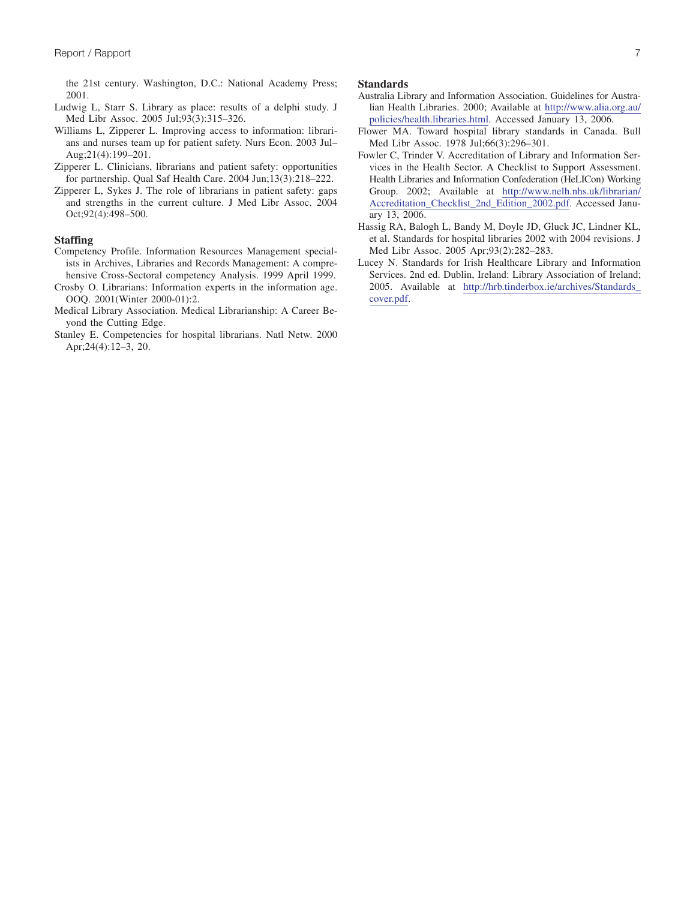the 21st century. Washington, D.C.: National Academy Press; 2001.

Ludwig L, Starr S. Library as place: results of a delphi study. J Med Libr Assoc. 2005 Jul;93(3):315–326.

Williams L, Zipperer L. Improving access to information: librarians and nurses team up for patient safety. Nurs Econ. 2003 Jul–Aug;21(4):199–201.

Zipperer L. Clinicians, librarians and patient safety: opportunities for partnership. Qual Saf Health Care. 2004 Jun;13(3):218–222.

Zipperer L, Sykes J. The role of librarians in patient safety: gaps and strengths in the current culture. J Med Libr Assoc. 2004 Oct;92(4):498–500.

### Staffing

Competency Profile. Information Resources Management specialists in Archives, Libraries and Records Management: A comprehensive Cross-Sectoral competency Analysis. 1999 April 1999.

Crosby O. Librarians: Information experts in the information age. OOQ. 2001(Winter 2000-01):2.

Medical Library Association. Medical Librarianship: A Career Beyond the Cutting Edge.

Stanley E. Competencies for hospital librarians. Natl Netw. 2000 Apr;24(4):12–3, 20.

### Standards

Australia Library and Information Association. Guidelines for Australian Health Libraries. 2000; Available at http://www.alia.org.au/policies/health.libraries.html. Accessed January 13, 2006.

Flower MA. Toward hospital library standards in Canada. Bull Med Libr Assoc. 1978 Jul;66(3):296–301.

Fowler C, Trinder V. Accreditation of Library and Information Services in the Health Sector. A Checklist to Support Assessment. Health Libraries and Information Confederation (HeLICon) Working Group. 2002; Available at http://www.nelh.nhs.uk/librarian/Accreditation_Checklist_2nd_Edition_2002.pdf. Accessed January 13, 2006.

Hassig RA, Balogh L, Bandy M, Doyle JD, Gluck JC, Lindner KL, et al. Standards for hospital libraries 2002 with 2004 revisions. J Med Libr Assoc. 2005 Apr;93(2):282–283.

Lucey N. Standards for Irish Healthcare Library and Information Services. 2nd ed. Dublin, Ireland: Library Association of Ireland; 2005. Available at http://hrb.tinderbox.ie/archives/Standards_cover.pdf.